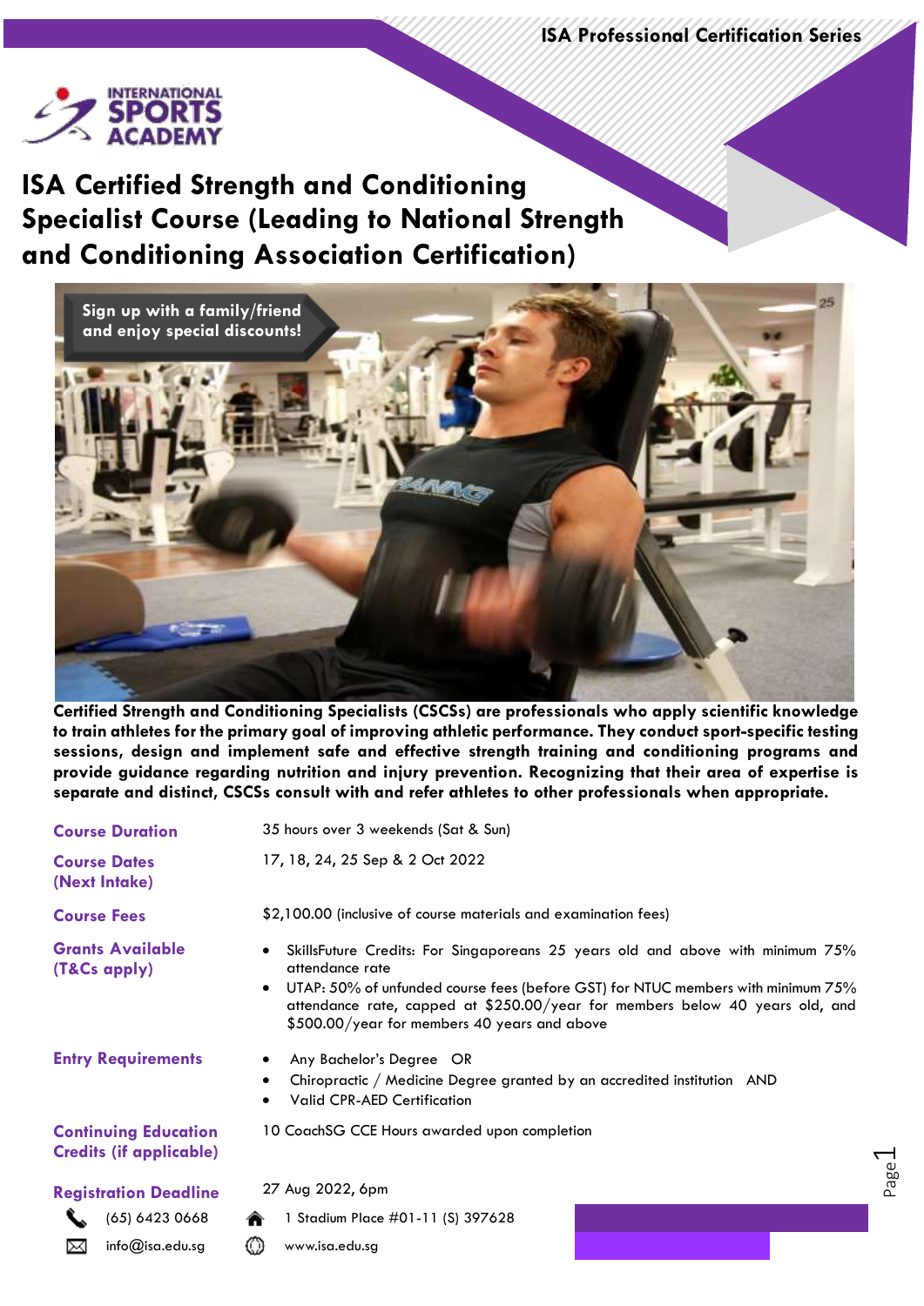ISA Professional Certification Series

INTERNATIONAL SPORTS ACADEMY

# ISA Certified Strength and Conditioning Specialist Course (Leading to National Strength and Conditioning Association Certification)

Sign up with a family/friend and enjoy special discounts!

**Certified Strength and Conditioning Specialists (CSCSs) are professionals who apply scientific knowledge to train athletes for the primary goal of improving athletic performance. They conduct sport-specific testing sessions, design and implement safe and effective strength training and conditioning programs and provide guidance regarding nutrition and injury prevention. Recognizing that their area of expertise is separate and distinct, CSCSs consult with and refer athletes to other professionals when appropriate.**

**Course Duration**
35 hours over 3 weekends (Sat & Sun)

**Course Dates (Next Intake)**
17, 18, 24, 25 Sep & 2 Oct 2022

**Course Fees**
$2,100.00 (inclusive of course materials and examination fees)

**Grants Available (T&Cs apply)**

- SkillsFuture Credits: For Singaporeans 25 years old and above with minimum 75% attendance rate
- UTAP: 50% of unfunded course fees (before GST) for NTUC members with minimum 75% attendance rate, capped at $250.00/year for members below 40 years old, and $500.00/year for members 40 years and above

**Entry Requirements**

- Any Bachelor's Degree OR
- Chiropractic / Medicine Degree granted by an accredited institution AND
- Valid CPR-AED Certification

**Continuing Education Credits (if applicable)**
10 CoachSG CCE Hours awarded upon completion

**Registration Deadline**
27 Aug 2022, 6pm

(65) 6423 0668
1 Stadium Place #01-11 (S) 397628
info@isa.edu.sg
www.isa.edu.sg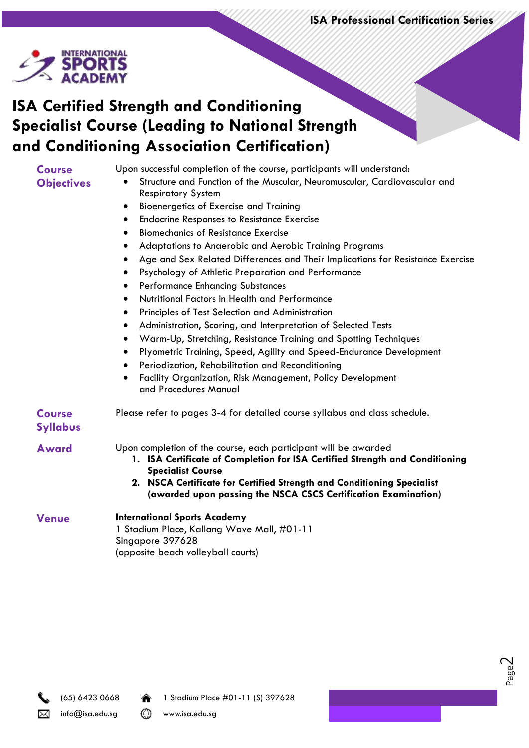# ISA Certified Strength and Conditioning Specialist Course (Leading to National Strength and Conditioning Association Certification)

## Course Objectives

Upon successful completion of the course, participants will understand:

- Structure and Function of the Muscular, Neuromuscular, Cardiovascular and Respiratory System
- Bioenergetics of Exercise and Training
- Endocrine Responses to Resistance Exercise
- Biomechanics of Resistance Exercise
- Adaptations to Anaerobic and Aerobic Training Programs
- Age and Sex Related Differences and Their Implications for Resistance Exercise
- Psychology of Athletic Preparation and Performance
- Performance Enhancing Substances
- Nutritional Factors in Health and Performance
- Principles of Test Selection and Administration
- Administration, Scoring, and Interpretation of Selected Tests
- Warm-Up, Stretching, Resistance Training and Spotting Techniques
- Plyometric Training, Speed, Agility and Speed-Endurance Development
- Periodization, Rehabilitation and Reconditioning
- Facility Organization, Risk Management, Policy Development and Procedures Manual

## Course Syllabus

Please refer to pages 3-4 for detailed course syllabus and class schedule.

## Award

Upon completion of the course, each participant will be awarded

1. **ISA Certificate of Completion for ISA Certified Strength and Conditioning Specialist Course**
2. **NSCA Certificate for Certified Strength and Conditioning Specialist (awarded upon passing the NSCA CSCS Certification Examination)**

## Venue

**International Sports Academy**
1 Stadium Place, Kallang Wave Mall, #01-11
Singapore 397628
(opposite beach volleyball courts)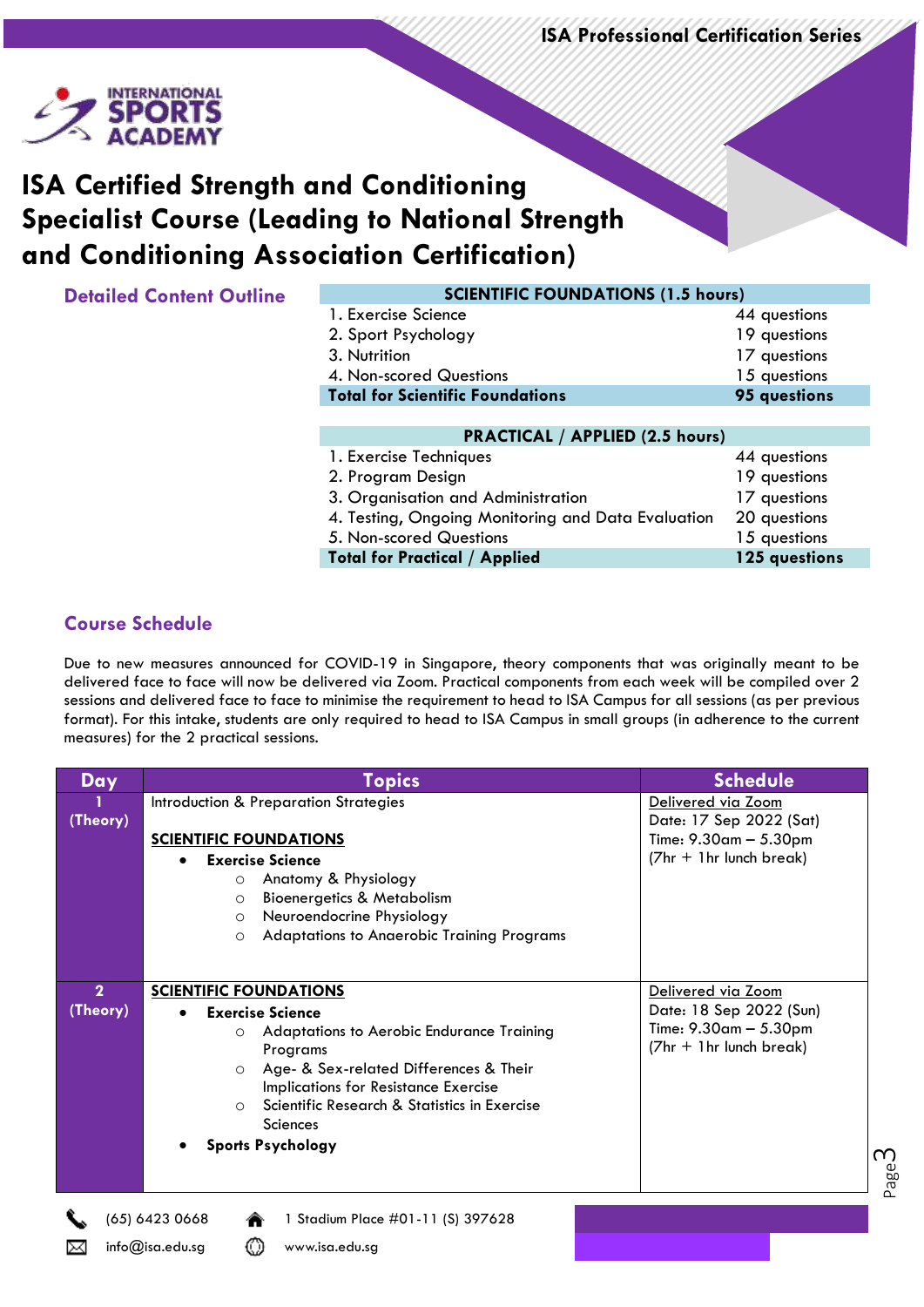# ISA Certified Strength and Conditioning Specialist Course (Leading to National Strength and Conditioning Association Certification)

## Detailed Content Outline

| SCIENTIFIC FOUNDATIONS (1.5 hours) | |
|---|---|
| 1. Exercise Science | 44 questions |
| 2. Sport Psychology | 19 questions |
| 3. Nutrition | 17 questions |
| 4. Non-scored Questions | 15 questions |
| **Total for Scientific Foundations** | **95 questions** |

| PRACTICAL / APPLIED (2.5 hours) | |
|---|---|
| 1. Exercise Techniques | 44 questions |
| 2. Program Design | 19 questions |
| 3. Organisation and Administration | 17 questions |
| 4. Testing, Ongoing Monitoring and Data Evaluation | 20 questions |
| 5. Non-scored Questions | 15 questions |
| **Total for Practical / Applied** | **125 questions** |

## Course Schedule

Due to new measures announced for COVID-19 in Singapore, theory components that was originally meant to be delivered face to face will now be delivered via Zoom. Practical components from each week will be compiled over 2 sessions and delivered face to face to minimise the requirement to head to ISA Campus for all sessions (as per previous format). For this intake, students are only required to head to ISA Campus in small groups (in adherence to the current measures) for the 2 practical sessions.

| Day | Topics | Schedule |
|---|---|---|
| **1 (Theory)** | Introduction & Preparation Strategies<br><br>**SCIENTIFIC FOUNDATIONS**<br>• **Exercise Science**<br>○ Anatomy & Physiology<br>○ Bioenergetics & Metabolism<br>○ Neuroendocrine Physiology<br>○ Adaptations to Anaerobic Training Programs | Delivered via Zoom<br>Date: 17 Sep 2022 (Sat)<br>Time: 9.30am – 5.30pm<br>(7hr + 1hr lunch break) |
| **2 (Theory)** | **SCIENTIFIC FOUNDATIONS**<br>• **Exercise Science**<br>○ Adaptations to Aerobic Endurance Training Programs<br>○ Age- & Sex-related Differences & Their Implications for Resistance Exercise<br>○ Scientific Research & Statistics in Exercise Sciences<br>• **Sports Psychology** | Delivered via Zoom<br>Date: 18 Sep 2022 (Sun)<br>Time: 9.30am – 5.30pm<br>(7hr + 1hr lunch break) |

(65) 6423 0668 | 1 Stadium Place #01-11 (S) 397628
info@isa.edu.sg | www.isa.edu.sg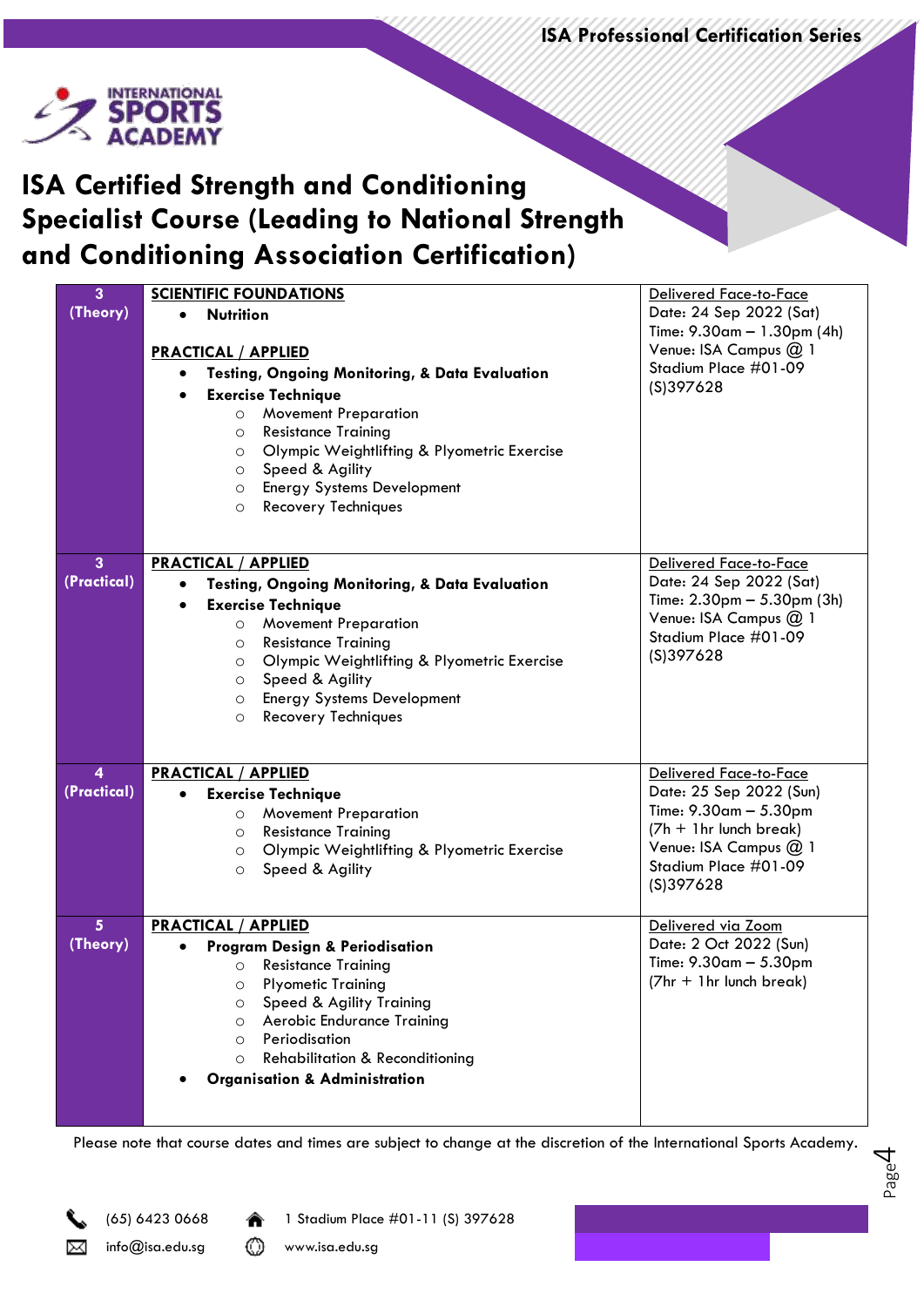# ISA Certified Strength and Conditioning Specialist Course (Leading to National Strength and Conditioning Association Certification)

| | | |
|---|---|---|
| **3 (Theory)** | **SCIENTIFIC FOUNDATIONS**<br>• **Nutrition**<br><br>**PRACTICAL / APPLIED**<br>• **Testing, Ongoing Monitoring, & Data Evaluation**<br>• **Exercise Technique**<br>○ Movement Preparation<br>○ Resistance Training<br>○ Olympic Weightlifting & Plyometric Exercise<br>○ Speed & Agility<br>○ Energy Systems Development<br>○ Recovery Techniques | Delivered Face-to-Face<br>Date: 24 Sep 2022 (Sat)<br>Time: 9.30am – 1.30pm (4h)<br>Venue: ISA Campus @ 1 Stadium Place #01-09 (S)397628 |
| **3 (Practical)** | **PRACTICAL / APPLIED**<br>• **Testing, Ongoing Monitoring, & Data Evaluation**<br>• **Exercise Technique**<br>○ Movement Preparation<br>○ Resistance Training<br>○ Olympic Weightlifting & Plyometric Exercise<br>○ Speed & Agility<br>○ Energy Systems Development<br>○ Recovery Techniques | Delivered Face-to-Face<br>Date: 24 Sep 2022 (Sat)<br>Time: 2.30pm – 5.30pm (3h)<br>Venue: ISA Campus @ 1 Stadium Place #01-09 (S)397628 |
| **4 (Practical)** | **PRACTICAL / APPLIED**<br>• **Exercise Technique**<br>○ Movement Preparation<br>○ Resistance Training<br>○ Olympic Weightlifting & Plyometric Exercise<br>○ Speed & Agility | Delivered Face-to-Face<br>Date: 25 Sep 2022 (Sun)<br>Time: 9.30am – 5.30pm (7h + 1hr lunch break)<br>Venue: ISA Campus @ 1 Stadium Place #01-09 (S)397628 |
| **5 (Theory)** | **PRACTICAL / APPLIED**<br>• **Program Design & Periodisation**<br>○ Resistance Training<br>○ Plyometic Training<br>○ Speed & Agility Training<br>○ Aerobic Endurance Training<br>○ Periodisation<br>○ Rehabilitation & Reconditioning<br>• **Organisation & Administration** | Delivered via Zoom<br>Date: 2 Oct 2022 (Sun)<br>Time: 9.30am – 5.30pm (7hr + 1hr lunch break) |

Please note that course dates and times are subject to change at the discretion of the International Sports Academy.

(65) 6423 0668 | 1 Stadium Place #01-11 (S) 397628
info@isa.edu.sg | www.isa.edu.sg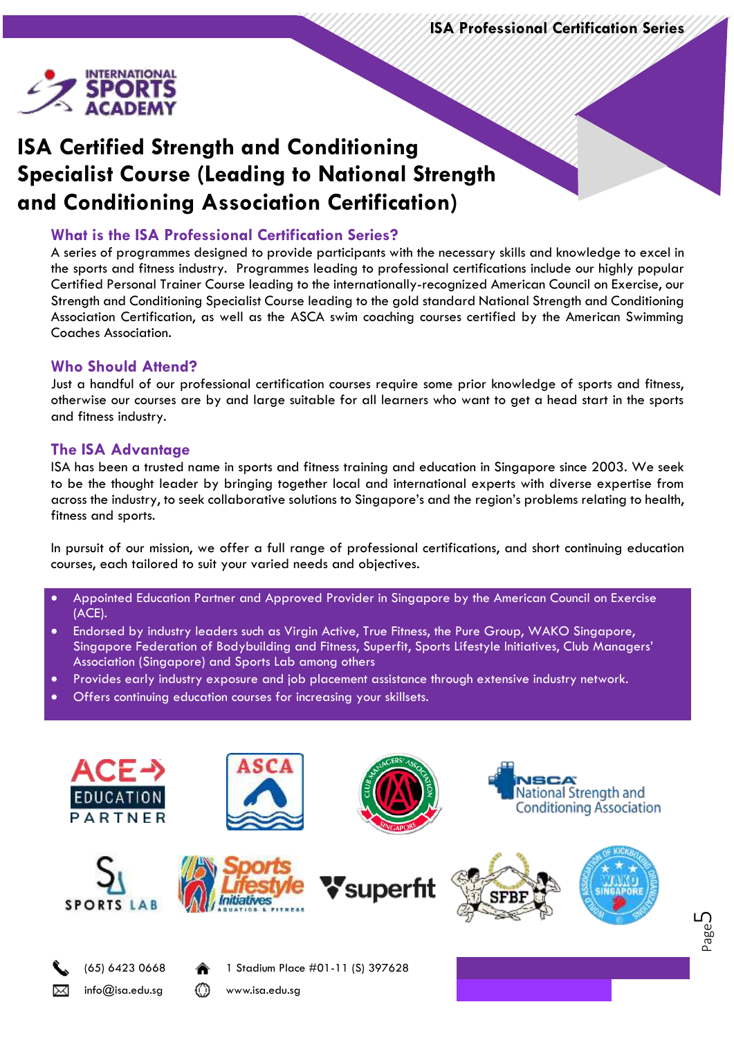# ISA Certified Strength and Conditioning Specialist Course (Leading to National Strength and Conditioning Association Certification)

## What is the ISA Professional Certification Series?

A series of programmes designed to provide participants with the necessary skills and knowledge to excel in the sports and fitness industry. Programmes leading to professional certifications include our highly popular Certified Personal Trainer Course leading to the internationally-recognized American Council on Exercise, our Strength and Conditioning Specialist Course leading to the gold standard National Strength and Conditioning Association Certification, as well as the ASCA swim coaching courses certified by the American Swimming Coaches Association.

## Who Should Attend?

Just a handful of our professional certification courses require some prior knowledge of sports and fitness, otherwise our courses are by and large suitable for all learners who want to get a head start in the sports and fitness industry.

## The ISA Advantage

ISA has been a trusted name in sports and fitness training and education in Singapore since 2003. We seek to be the thought leader by bringing together local and international experts with diverse expertise from across the industry, to seek collaborative solutions to Singapore's and the region's problems relating to health, fitness and sports.

In pursuit of our mission, we offer a full range of professional certifications, and short continuing education courses, each tailored to suit your varied needs and objectives.

- Appointed Education Partner and Approved Provider in Singapore by the American Council on Exercise (ACE).
- Endorsed by industry leaders such as Virgin Active, True Fitness, the Pure Group, WAKO Singapore, Singapore Federation of Bodybuilding and Fitness, Superfit, Sports Lifestyle Initiatives, Club Managers' Association (Singapore) and Sports Lab among others
- Provides early industry exposure and job placement assistance through extensive industry network.
- Offers continuing education courses for increasing your skillsets.

(65) 6423 0668 | 1 Stadium Place #01-11 (S) 397628

info@isa.edu.sg | www.isa.edu.sg